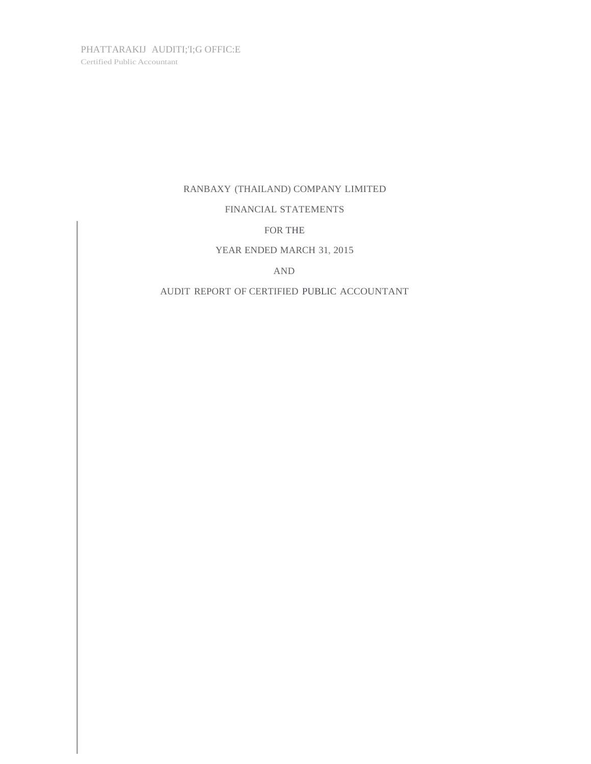PHATTARAKIJ AUDITI;'I;G OFFIC:E
Certified Public Accountant

# RANBAXY (THAILAND) COMPANY LIMITED

## FINANCIAL STATEMENTS

## FOR THE

## YEAR ENDED MARCH 31, 2015

## AND

## AUDIT REPORT OF CERTIFIED PUBLIC ACCOUNTANT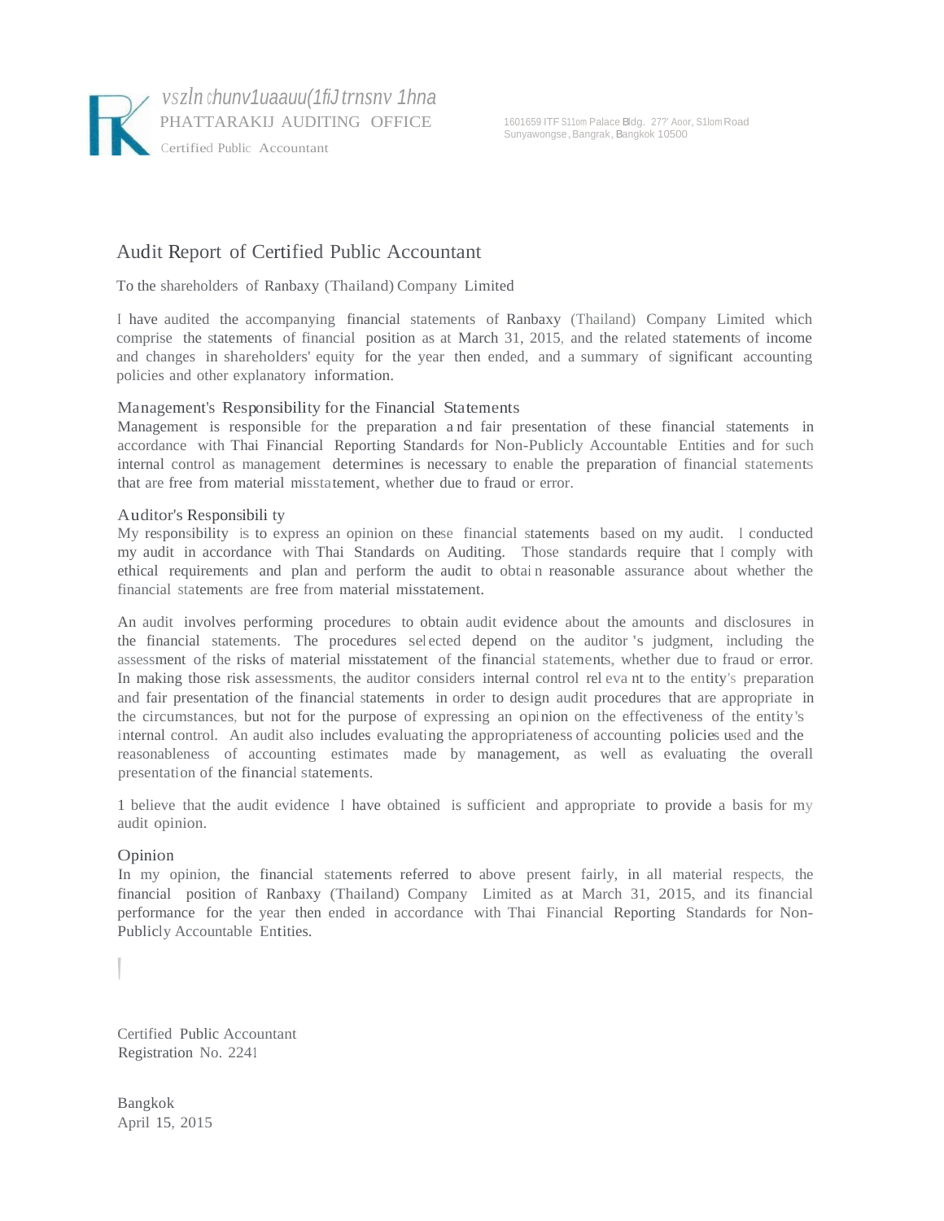vszln chunv1uaauu(1fiJ trnsnv 1hna

PHATTARAKIJ AUDITING OFFICE

Certified Public Accountant

1601659 ITF S11om Palace Bldg. 27?' Aoor, S1lom Road
Sunyawongse, Bangrak, Bangkok 10500

# Audit Report of Certified Public Accountant

To the shareholders of Ranbaxy (Thailand) Company Limited

I have audited the accompanying financial statements of Ranbaxy (Thailand) Company Limited which comprise the statements of financial position as at March 31, 2015, and the related statements of income and changes in shareholders' equity for the year then ended, and a summary of significant accounting policies and other explanatory information.

## Management's Responsibility for the Financial Statements

Management is responsible for the preparation and fair presentation of these financial statements in accordance with Thai Financial Reporting Standards for Non-Publicly Accountable Entities and for such internal control as management determines is necessary to enable the preparation of financial statements that are free from material misstatement, whether due to fraud or error.

## Auditor's Responsibility

My responsibility is to express an opinion on these financial statements based on my audit. I conducted my audit in accordance with Thai Standards on Auditing. Those standards require that I comply with ethical requirements and plan and perform the audit to obtain reasonable assurance about whether the financial statements are free from material misstatement.

An audit involves performing procedures to obtain audit evidence about the amounts and disclosures in the financial statements. The procedures selected depend on the auditor's judgment, including the assessment of the risks of material misstatement of the financial statements, whether due to fraud or error. In making those risk assessments, the auditor considers internal control relevant to the entity's preparation and fair presentation of the financial statements in order to design audit procedures that are appropriate in the circumstances, but not for the purpose of expressing an opinion on the effectiveness of the entity's internal control. An audit also includes evaluating the appropriateness of accounting policies used and the reasonableness of accounting estimates made by management, as well as evaluating the overall presentation of the financial statements.

1 believe that the audit evidence I have obtained is sufficient and appropriate to provide a basis for my audit opinion.

## Opinion

In my opinion, the financial statements referred to above present fairly, in all material respects, the financial position of Ranbaxy (Thailand) Company Limited as at March 31, 2015, and its financial performance for the year then ended in accordance with Thai Financial Reporting Standards for Non-Publicly Accountable Entities.

Certified Public Accountant
Registration No. 2241

Bangkok
April 15, 2015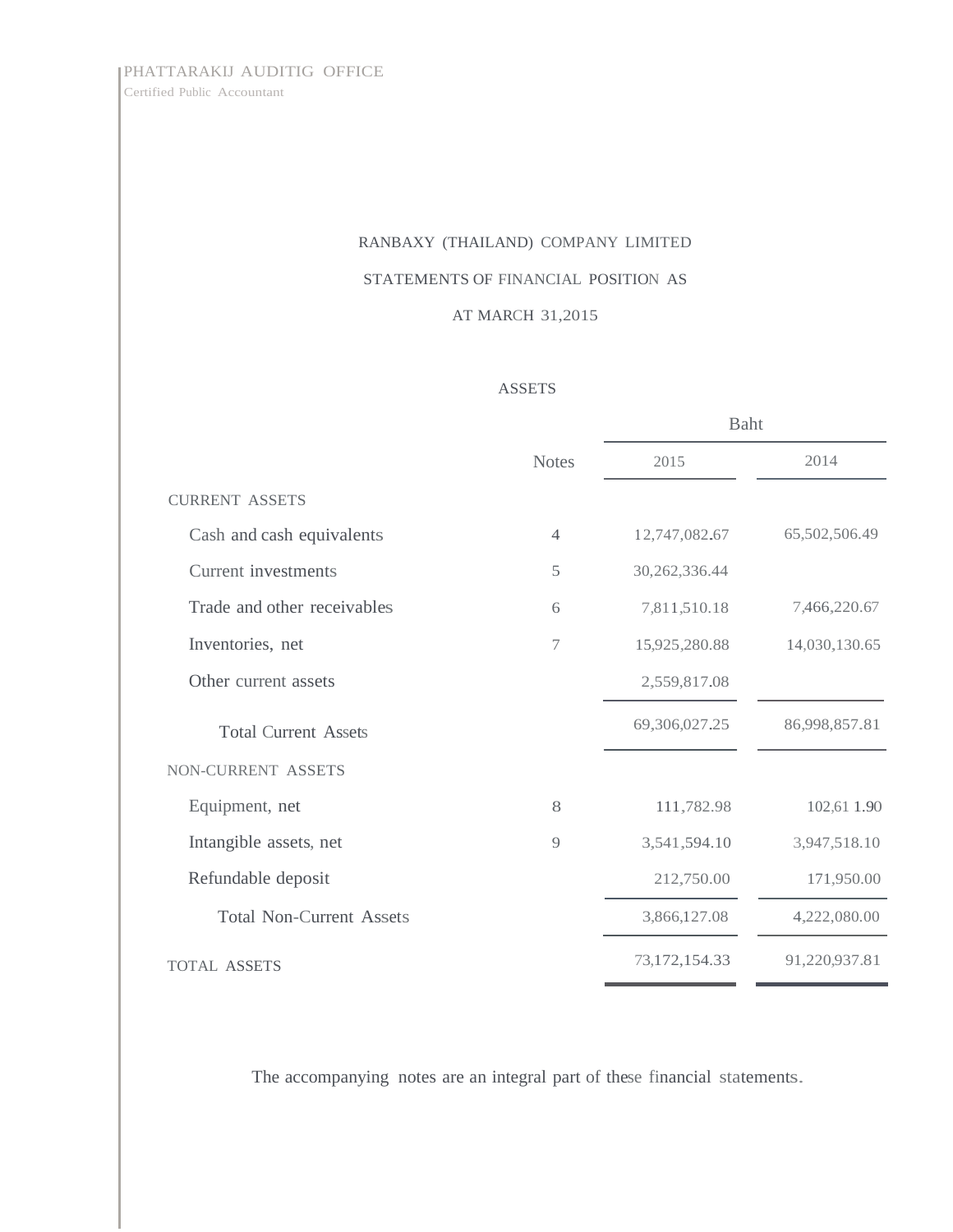PHATTARAKIJ AUDITIG OFFICE
Certified Public Accountant

# RANBAXY (THAILAND) COMPANY LIMITED

## STATEMENTS OF FINANCIAL POSITION AS AT MARCH 31,2015

### ASSETS

| | Notes | Baht 2015 | Baht 2014 |
|---|---|---|---|
| CURRENT ASSETS | | | |
| Cash and cash equivalents | 4 | 12,747,082.67 | 65,502,506.49 |
| Current investments | 5 | 30,262,336.44 | |
| Trade and other receivables | 6 | 7,811,510.18 | 7,466,220.67 |
| Inventories, net | 7 | 15,925,280.88 | 14,030,130.65 |
| Other current assets | | 2,559,817.08 | |
| Total Current Assets | | 69,306,027.25 | 86,998,857.81 |
| NON-CURRENT ASSETS | | | |
| Equipment, net | 8 | 111,782.98 | 102,611.90 |
| Intangible assets, net | 9 | 3,541,594.10 | 3,947,518.10 |
| Refundable deposit | | 212,750.00 | 171,950.00 |
| Total Non-Current Assets | | 3,866,127.08 | 4,222,080.00 |
| TOTAL ASSETS | | 73,172,154.33 | 91,220,937.81 |

The accompanying notes are an integral part of these financial statements.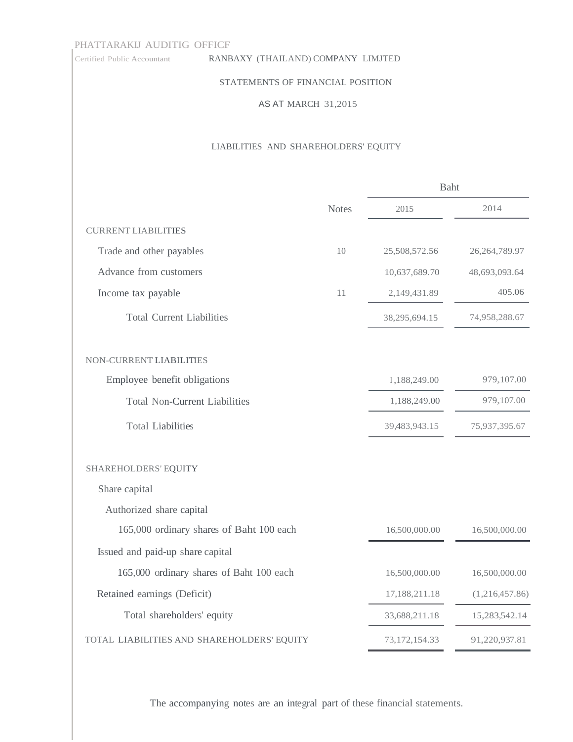PHATTARAKIJ AUDITIG OFFICF

Certified Public Accountant

RANBAXY (THAILAND) COMPANY LIMJTED

STATEMENTS OF FINANCIAL POSITION

AS AT MARCH 31,2015

LIABILITIES AND SHAREHOLDERS' EQUITY

| | Notes | Baht 2015 | Baht 2014 |
|---|---|---|---|
| CURRENT LIABILITIES | | | |
| Trade and other payables | 10 | 25,508,572.56 | 26,264,789.97 |
| Advance from customers | | 10,637,689.70 | 48,693,093.64 |
| Income tax payable | 11 | 2,149,431.89 | 405.06 |
| Total Current Liabilities | | 38,295,694.15 | 74,958,288.67 |
| NON-CURRENT LIABILITIES | | | |
| Employee benefit obligations | | 1,188,249.00 | 979,107.00 |
| Total Non-Current Liabilities | | 1,188,249.00 | 979,107.00 |
| Total Liabilities | | 39,483,943.15 | 75,937,395.67 |
| SHAREHOLDERS' EQUITY | | | |
| Share capital | | | |
| Authorized share capital | | | |
| 165,000 ordinary shares of Baht 100 each | | 16,500,000.00 | 16,500,000.00 |
| Issued and paid-up share capital | | | |
| 165,000 ordinary shares of Baht 100 each | | 16,500,000.00 | 16,500,000.00 |
| Retained earnings (Deficit) | | 17,188,211.18 | (1,216,457.86) |
| Total shareholders' equity | | 33,688,211.18 | 15,283,542.14 |
| TOTAL LIABILITIES AND SHAREHOLDERS' EQUITY | | 73,172,154.33 | 91,220,937.81 |

The accompanying notes are an integral part of these financial statements.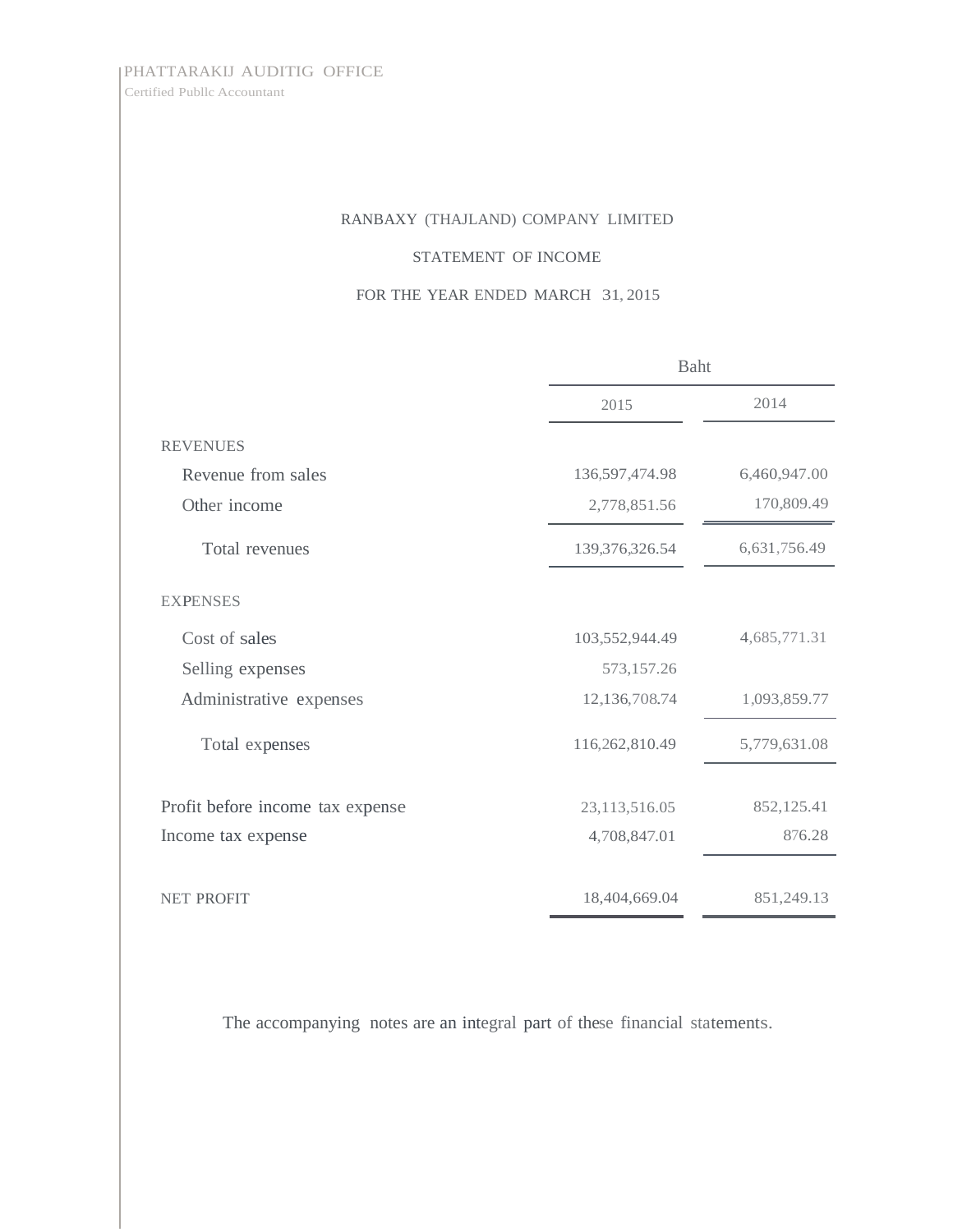PHATTARAKIJ AUDITIG OFFICE
Certified Publlc Accountant

RANBAXY (THAJLAND) COMPANY LIMITED

STATEMENT OF INCOME

FOR THE YEAR ENDED MARCH 31, 2015

| | Baht | |
|---|---|---|
| | 2015 | 2014 |
| REVENUES | | |
| Revenue from sales | 136,597,474.98 | 6,460,947.00 |
| Other income | 2,778,851.56 | 170,809.49 |
| Total revenues | 139,376,326.54 | 6,631,756.49 |
| EXPENSES | | |
| Cost of sales | 103,552,944.49 | 4,685,771.31 |
| Selling expenses | 573,157.26 | |
| Administrative expenses | 12,136,708.74 | 1,093,859.77 |
| Total expenses | 116,262,810.49 | 5,779,631.08 |
| Profit before income tax expense | 23,113,516.05 | 852,125.41 |
| Income tax expense | 4,708,847.01 | 876.28 |
| NET PROFIT | 18,404,669.04 | 851,249.13 |

The accompanying notes are an integral part of these financial statements.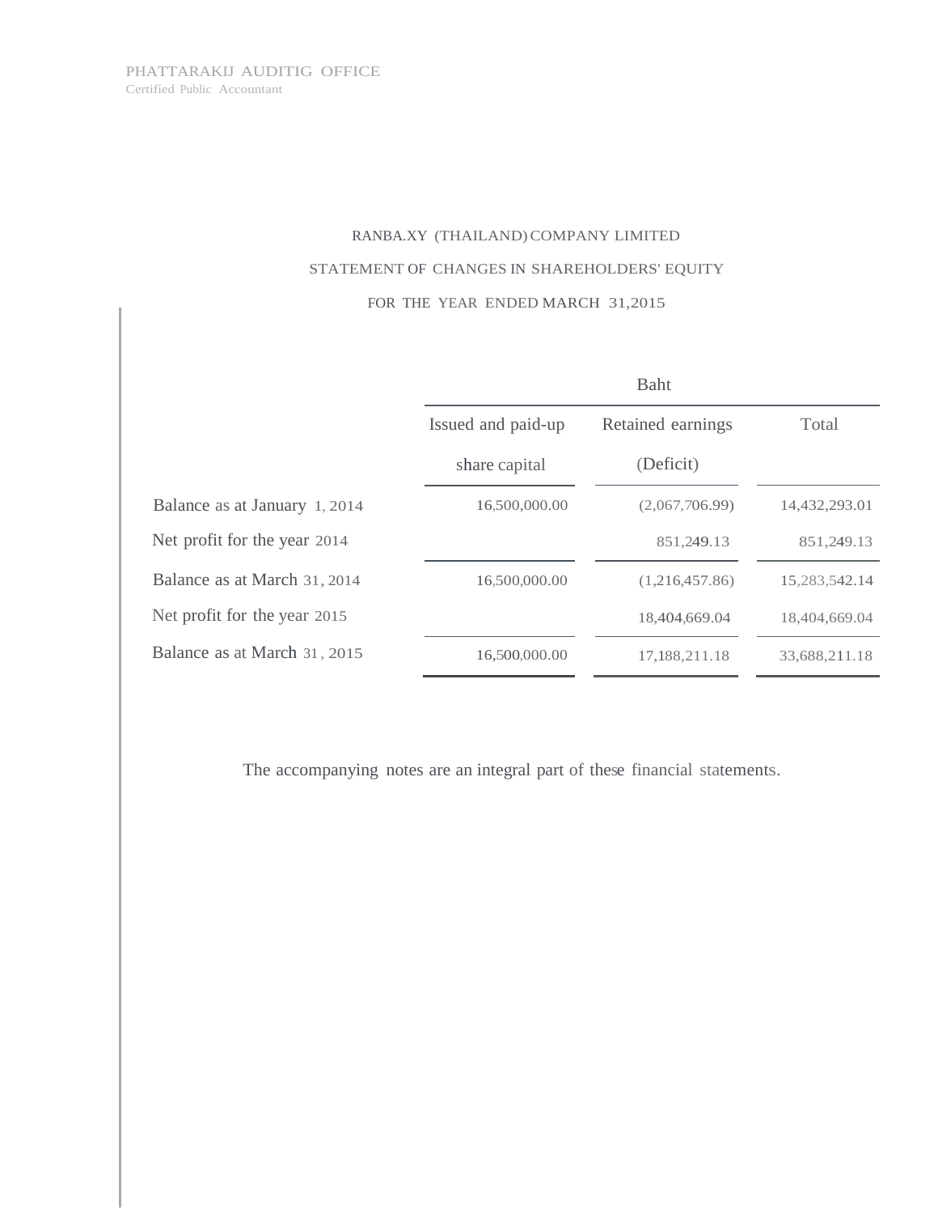PHATTARAKIJ AUDITIG OFFICE
Certified Public Accountant

# RANBA.XY (THAILAND) COMPANY LIMITED

## STATEMENT OF CHANGES IN SHAREHOLDERS' EQUITY

### FOR THE YEAR ENDED MARCH 31,2015

| | Baht | | |
|---|---|---|---|
| | Issued and paid-up share capital | Retained earnings (Deficit) | Total |
| Balance as at January 1, 2014 | 16,500,000.00 | (2,067,706.99) | 14,432,293.01 |
| Net profit for the year 2014 | | 851,249.13 | 851,249.13 |
| Balance as at March 31, 2014 | 16,500,000.00 | (1,216,457.86) | 15,283,542.14 |
| Net profit for the year 2015 | | 18,404,669.04 | 18,404,669.04 |
| Balance as at March 31, 2015 | 16,500,000.00 | 17,188,211.18 | 33,688,211.18 |

The accompanying notes are an integral part of these financial statements.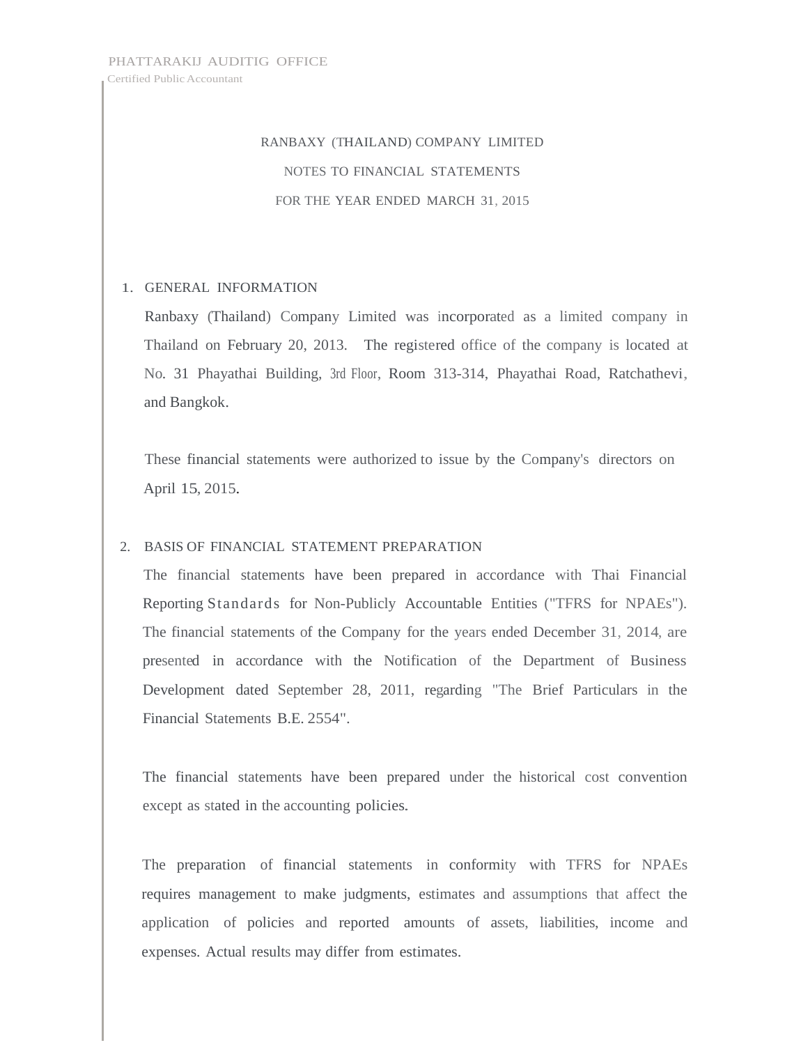PHATTARAKIJ AUDITIG OFFICE
Certified Public Accountant

RANBAXY (THAILAND) COMPANY LIMITED

NOTES TO FINANCIAL STATEMENTS

FOR THE YEAR ENDED MARCH 31, 2015

1. GENERAL INFORMATION

Ranbaxy (Thailand) Company Limited was incorporated as a limited company in Thailand on February 20, 2013. The registered office of the company is located at No. 31 Phayathai Building, 3rd Floor, Room 313-314, Phayathai Road, Ratchathevi, and Bangkok.

These financial statements were authorized to issue by the Company's directors on April 15, 2015.

2. BASIS OF FINANCIAL STATEMENT PREPARATION

The financial statements have been prepared in accordance with Thai Financial Reporting Standards for Non-Publicly Accountable Entities ("TFRS for NPAEs"). The financial statements of the Company for the years ended December 31, 2014, are presented in accordance with the Notification of the Department of Business Development dated September 28, 2011, regarding "The Brief Particulars in the Financial Statements B.E. 2554".

The financial statements have been prepared under the historical cost convention except as stated in the accounting policies.

The preparation of financial statements in conformity with TFRS for NPAEs requires management to make judgments, estimates and assumptions that affect the application of policies and reported amounts of assets, liabilities, income and expenses. Actual results may differ from estimates.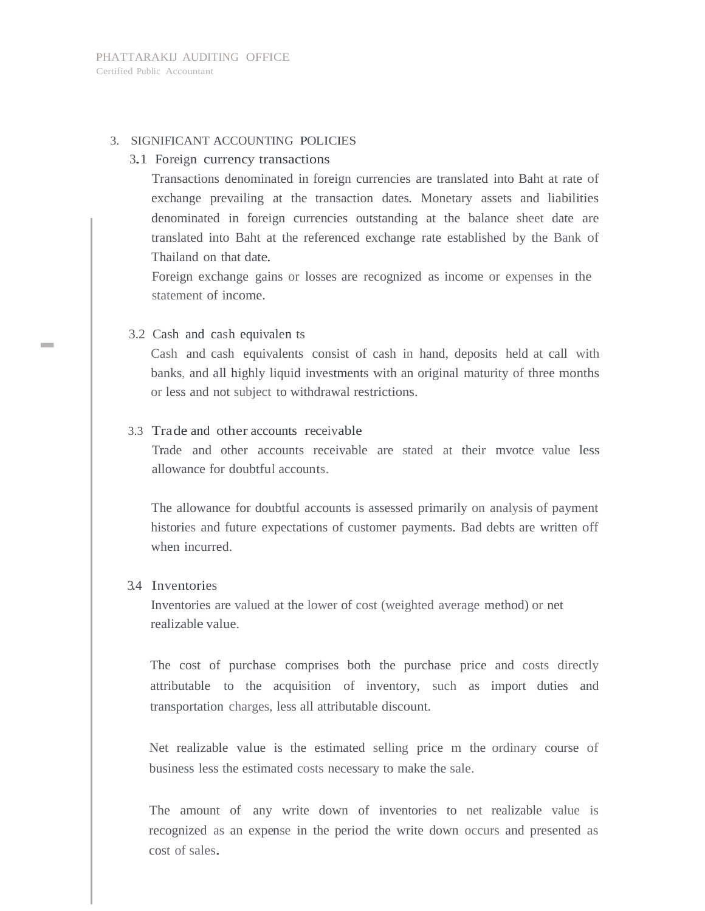## 3. SIGNIFICANT ACCOUNTING POLICIES

### 3.1 Foreign currency transactions

Transactions denominated in foreign currencies are translated into Baht at rate of exchange prevailing at the transaction dates. Monetary assets and liabilities denominated in foreign currencies outstanding at the balance sheet date are translated into Baht at the referenced exchange rate established by the Bank of Thailand on that date.

Foreign exchange gains or losses are recognized as income or expenses in the statement of income.

### 3.2 Cash and cash equivalen ts

Cash and cash equivalents consist of cash in hand, deposits held at call with banks, and all highly liquid investments with an original maturity of three months or less and not subject to withdrawal restrictions.

### 3.3 Trade and other accounts receivable

Trade and other accounts receivable are stated at their mvotce value less allowance for doubtful accounts.

The allowance for doubtful accounts is assessed primarily on analysis of payment histories and future expectations of customer payments. Bad debts are written off when incurred.

### 3.4 Inventories

Inventories are valued at the lower of cost (weighted average method) or net realizable value.

The cost of purchase comprises both the purchase price and costs directly attributable to the acquisition of inventory, such as import duties and transportation charges, less all attributable discount.

Net realizable value is the estimated selling price m the ordinary course of business less the estimated costs necessary to make the sale.

The amount of any write down of inventories to net realizable value is recognized as an expense in the period the write down occurs and presented as cost of sales.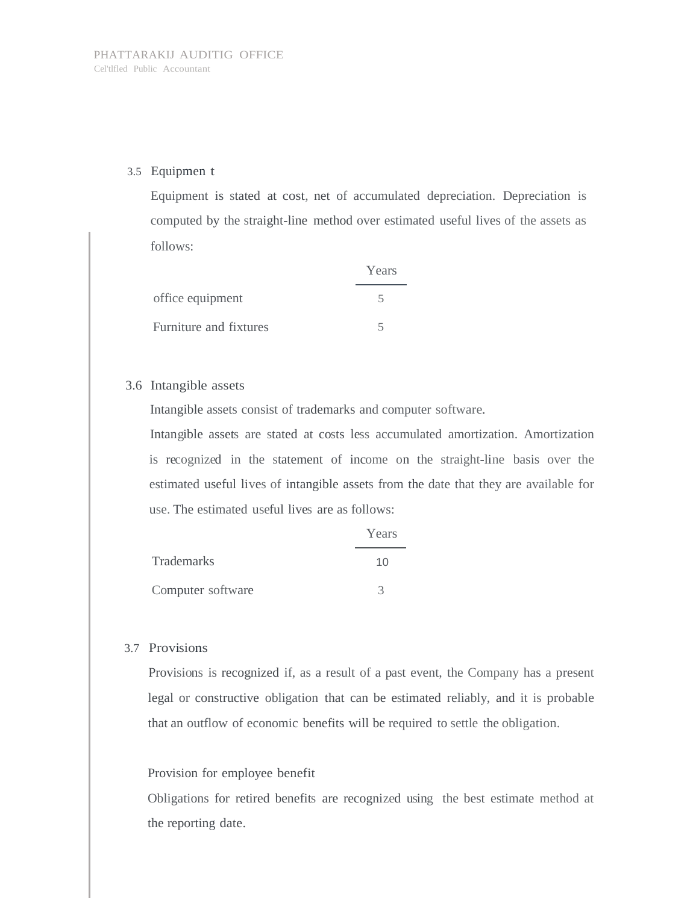### 3.5 Equipmen t

Equipment is stated at cost, net of accumulated depreciation. Depreciation is computed by the straight-line method over estimated useful lives of the assets as follows:

| | Years |
|---|---|
| office equipment | 5 |
| Furniture and fixtures | 5 |

### 3.6 Intangible assets

Intangible assets consist of trademarks and computer software.

Intangible assets are stated at costs less accumulated amortization. Amortization is recognized in the statement of income on the straight-line basis over the estimated useful lives of intangible assets from the date that they are available for use. The estimated useful lives are as follows:

| | Years |
|---|---|
| Trademarks | 10 |
| Computer software | 3 |

### 3.7 Provisions

Provisions is recognized if, as a result of a past event, the Company has a present legal or constructive obligation that can be estimated reliably, and it is probable that an outflow of economic benefits will be required to settle the obligation.

Provision for employee benefit

Obligations for retired benefits are recognized using the best estimate method at the reporting date.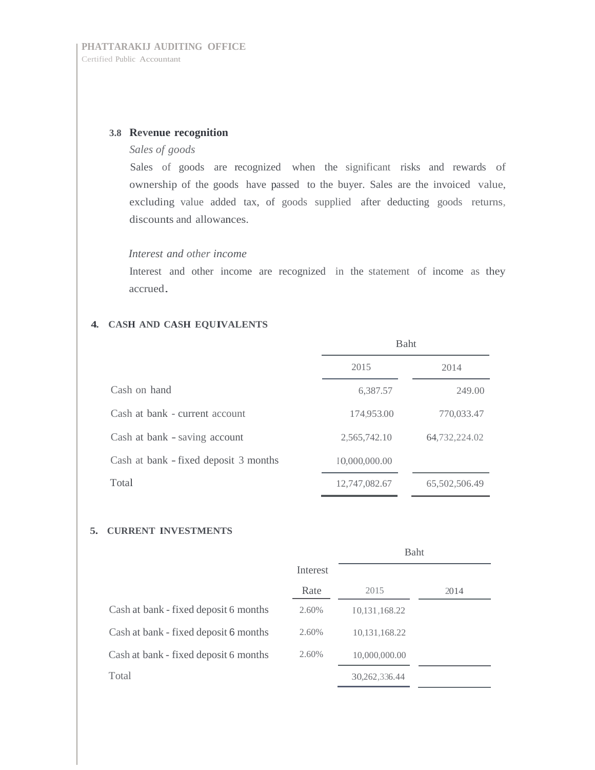### 3.8 Revenue recognition

*Sales of goods*

Sales of goods are recognized when the significant risks and rewards of ownership of the goods have passed to the buyer. Sales are the invoiced value, excluding value added tax, of goods supplied after deducting goods returns, discounts and allowances.

*Interest and other income*

Interest and other income are recognized in the statement of income as they accrued.

## 4. CASH AND CASH EQUIVALENTS

| | Baht | |
|---|---|---|
| | 2015 | 2014 |
| Cash on hand | 6,387.57 | 249.00 |
| Cash at bank - current account | 174,953.00 | 770,033.47 |
| Cash at bank - saving account | 2,565,742.10 | 64,732,224.02 |
| Cash at bank - fixed deposit 3 months | 10,000,000.00 | |
| Total | 12,747,082.67 | 65,502,506.49 |

## 5. CURRENT INVESTMENTS

| | Interest Rate | Baht | |
|---|---|---|---|
| | | 2015 | 2014 |
| Cash at bank - fixed deposit 6 months | 2.60% | 10,131,168.22 | |
| Cash at bank - fixed deposit 6 months | 2.60% | 10,131,168.22 | |
| Cash at bank - fixed deposit 6 months | 2.60% | 10,000,000.00 | |
| Total | | 30,262,336.44 | |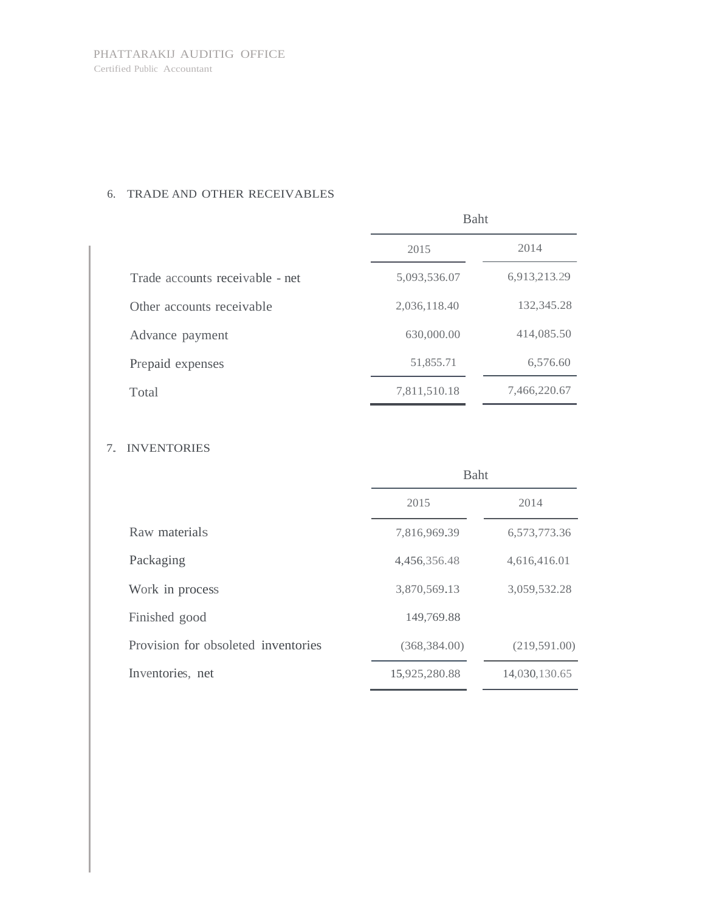## 6. TRADE AND OTHER RECEIVABLES

| | Baht | |
|---|---|---|
| | 2015 | 2014 |
| Trade accounts receivable - net | 5,093,536.07 | 6,913,213.29 |
| Other accounts receivable | 2,036,118.40 | 132,345.28 |
| Advance payment | 630,000.00 | 414,085.50 |
| Prepaid expenses | 51,855.71 | 6,576.60 |
| Total | 7,811,510.18 | 7,466,220.67 |

## 7. INVENTORIES

| | Baht | |
|---|---|---|
| | 2015 | 2014 |
| Raw materials | 7,816,969.39 | 6,573,773.36 |
| Packaging | 4,456,356.48 | 4,616,416.01 |
| Work in process | 3,870,569.13 | 3,059,532.28 |
| Finished good | 149,769.88 | |
| Provision for obsoleted inventories | (368,384.00) | (219,591.00) |
| Inventories, net | 15,925,280.88 | 14,030,130.65 |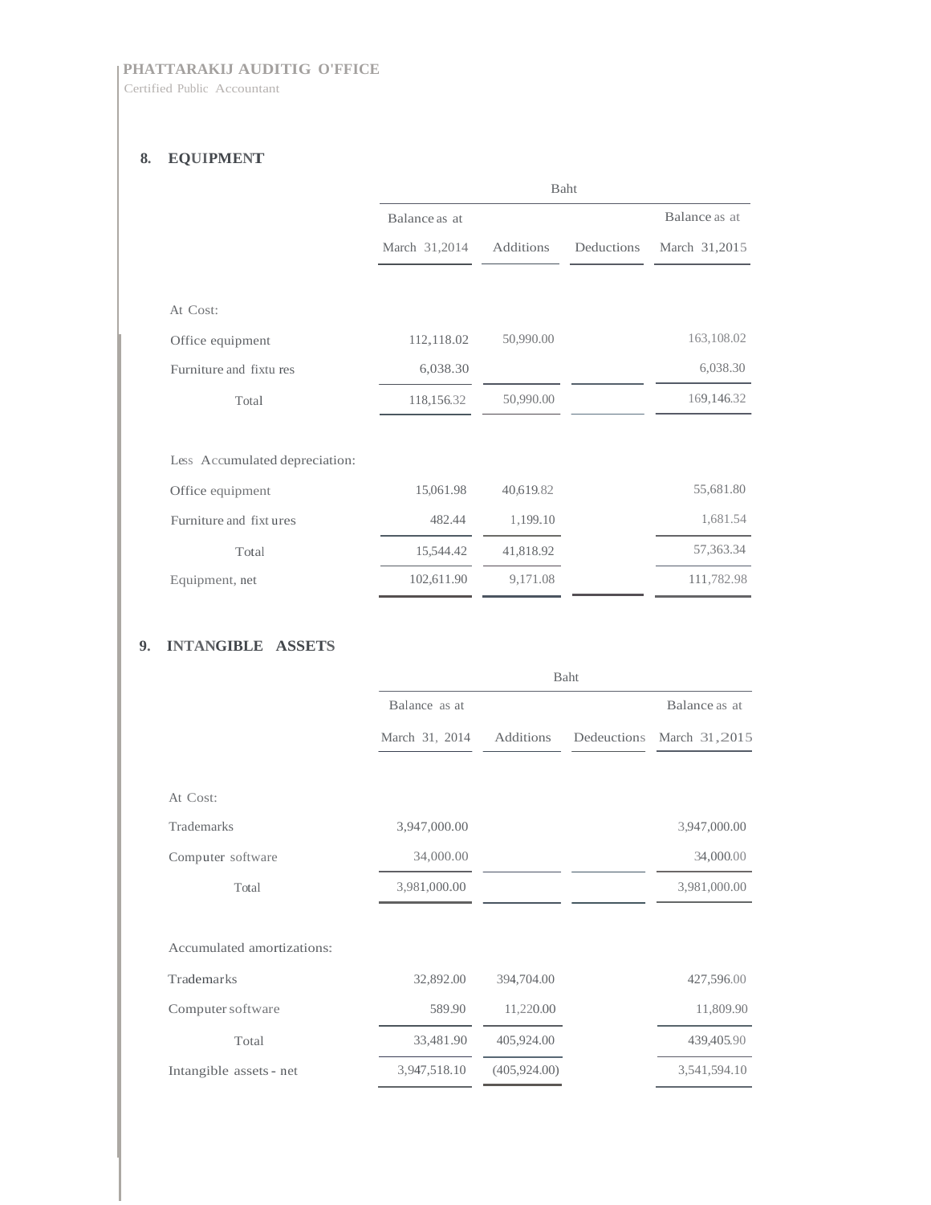## 8. EQUIPMENT

| | Baht | | | |
|---|---|---|---|---|
| | Balance as at March 31,2014 | Additions | Deductions | Balance as at March 31,2015 |
| At Cost: | | | | |
| Office equipment | 112,118.02 | 50,990.00 | | 163,108.02 |
| Furniture and fixtu res | 6,038.30 | | | 6,038.30 |
| Total | 118,156.32 | 50,990.00 | | 169,146.32 |
| Less Accumulated depreciation: | | | | |
| Office equipment | 15,061.98 | 40,619.82 | | 55,681.80 |
| Furniture and fixt ures | 482.44 | 1,199.10 | | 1,681.54 |
| Total | 15,544.42 | 41,818.92 | | 57,363.34 |
| Equipment, net | 102,611.90 | 9,171.08 | | 111,782.98 |

## 9. INTANGIBLE ASSETS

| | Baht | | | |
|---|---|---|---|---|
| | Balance as at March 31, 2014 | Additions | Dedeuctions | Balance as at March 31,2015 |
| At Cost: | | | | |
| Trademarks | 3,947,000.00 | | | 3,947,000.00 |
| Computer software | 34,000.00 | | | 34,000.00 |
| Total | 3,981,000.00 | | | 3,981,000.00 |
| Accumulated amortizations: | | | | |
| Trademarks | 32,892.00 | 394,704.00 | | 427,596.00 |
| Computer software | 589.90 | 11,220.00 | | 11,809.90 |
| Total | 33,481.90 | 405,924.00 | | 439,405.90 |
| Intangible assets - net | 3,947,518.10 | (405,924.00) | | 3,541,594.10 |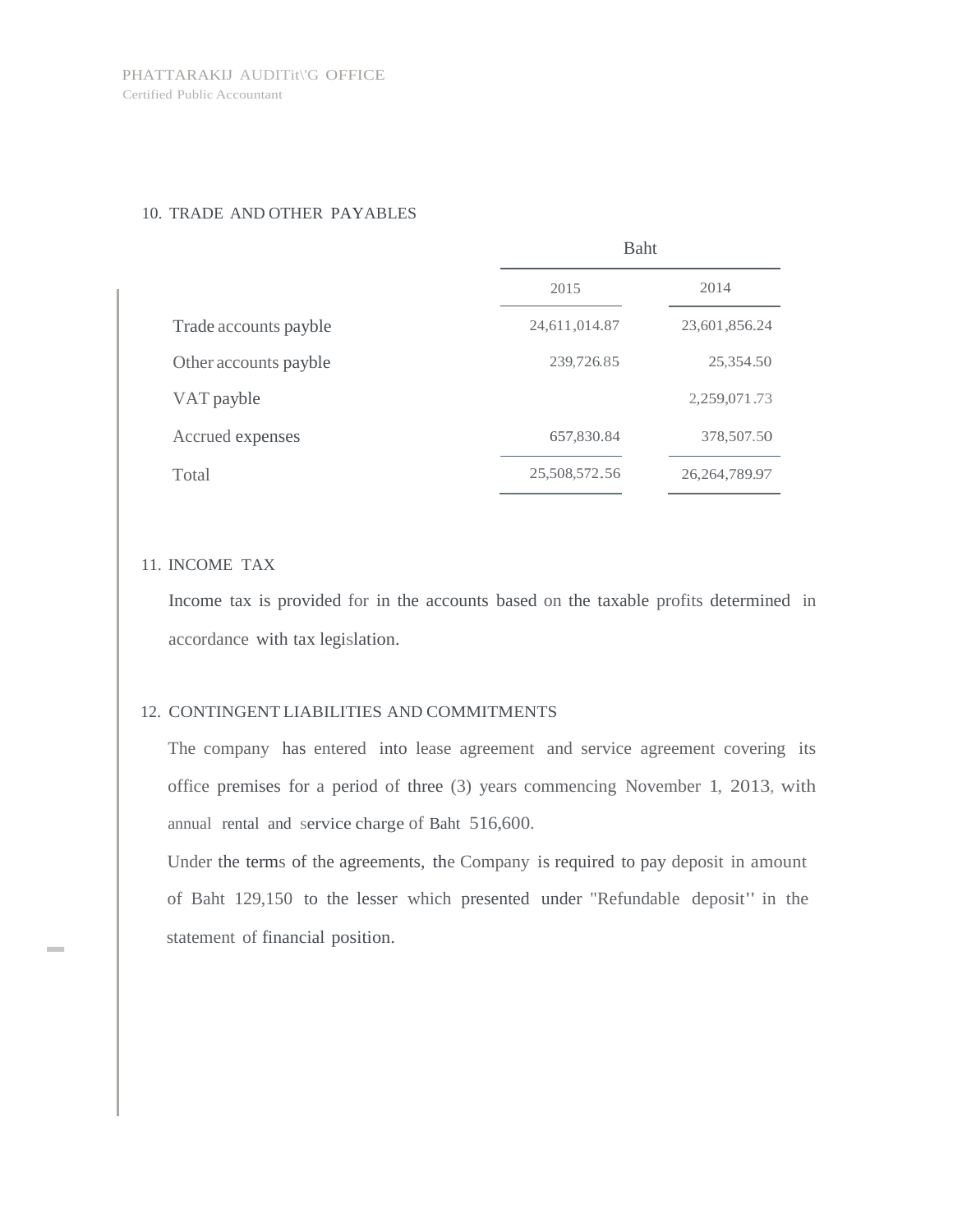## 10. TRADE AND OTHER PAYABLES

| | Baht | |
|---|---|---|
| | 2015 | 2014 |
| Trade accounts payble | 24,611,014.87 | 23,601,856.24 |
| Other accounts payble | 239,726.85 | 25,354.50 |
| VAT payble | | 2,259,071.73 |
| Accrued expenses | 657,830.84 | 378,507.50 |
| Total | 25,508,572.56 | 26,264,789.97 |

## 11. INCOME TAX

Income tax is provided for in the accounts based on the taxable profits determined in accordance with tax legislation.

## 12. CONTINGENT LIABILITIES AND COMMITMENTS

The company has entered into lease agreement and service agreement covering its office premises for a period of three (3) years commencing November 1, 2013, with annual rental and service charge of Baht 516,600.

Under the terms of the agreements, the Company is required to pay deposit in amount of Baht 129,150 to the lesser which presented under "Refundable deposit" in the statement of financial position.